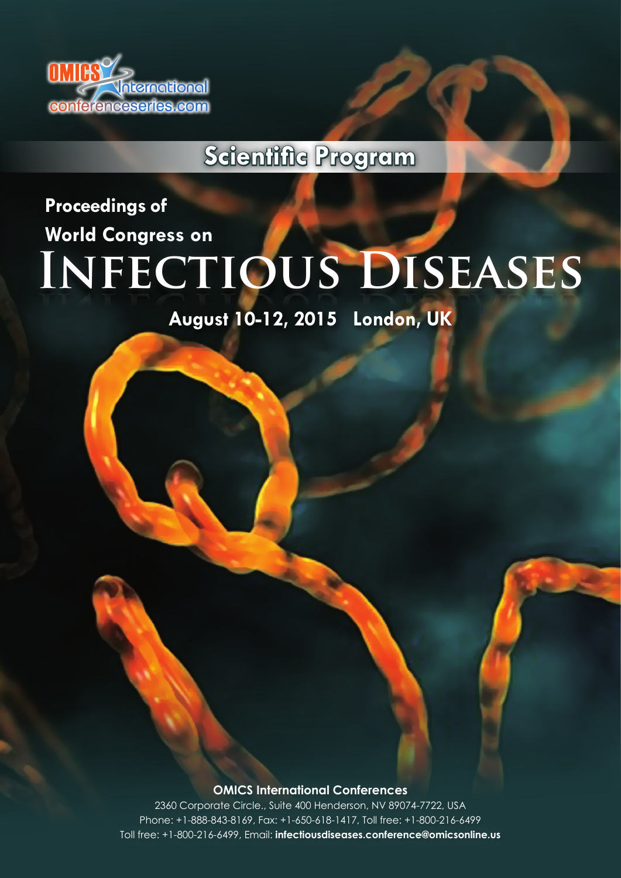OMICS International
conferenceseries.com

## Scientific Program

**Proceedings of**

**World Congress on**

# Infectious Diseases

**August 10-12, 2015 London, UK**

**OMICS International Conferences**

2360 Corporate Circle., Suite 400 Henderson, NV 89074-7722, USA

Phone: +1-888-843-8169, Fax: +1-650-618-1417, Toll free: +1-800-216-6499

Toll free: +1-800-216-6499, Email: **infectiousdiseases.conference@omicsonline.us**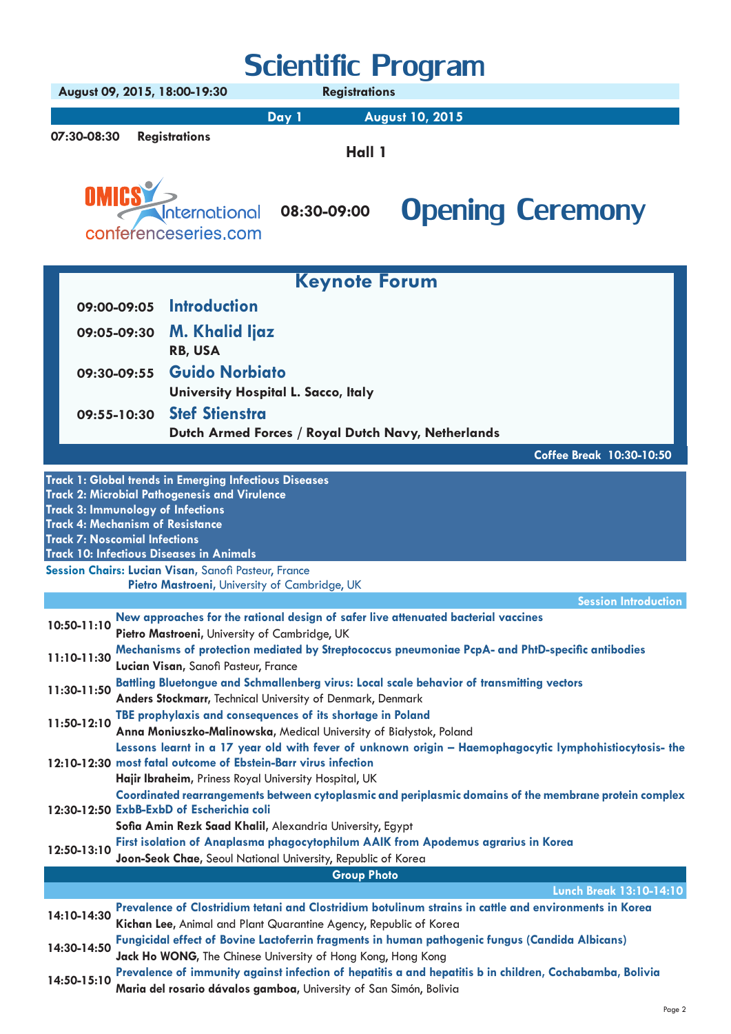# Scientific Program

**August 09, 2015, 18:00-19:30** **Registrations**

## Day 1 August 10, 2015

**07:30-08:30** **Registrations**

**Hall 1**

OMICS International conferenceseries.com

**08:30-09:00** **Opening Ceremony**

## Keynote Forum

**09:00-09:05** **Introduction**

**09:05-09:30** **M. Khalid Ijaz**
**RB, USA**

**09:30-09:55** **Guido Norbiato**
**University Hospital L. Sacco, Italy**

**09:55-10:30** **Stef Stienstra**
**Dutch Armed Forces / Royal Dutch Navy, Netherlands**

**Coffee Break 10:30-10:50**

**Track 1: Global trends in Emerging Infectious Diseases**
**Track 2: Microbial Pathogenesis and Virulence**
**Track 3: Immunology of Infections**
**Track 4: Mechanism of Resistance**
**Track 7: Noscomial Infections**
**Track 10: Infectious Diseases in Animals**

**Session Chairs: Lucian Visan**, Sanofi Pasteur, France
**Pietro Mastroeni**, University of Cambridge, UK

**Session Introduction**

**10:50-11:10** **New approaches for the rational design of safer live attenuated bacterial vaccines**
**Pietro Mastroeni**, University of Cambridge, UK

**11:10-11:30** **Mechanisms of protection mediated by Streptococcus pneumoniae PcpA- and PhtD-specific antibodies**
**Lucian Visan**, Sanofi Pasteur, France

**11:30-11:50** **Battling Bluetongue and Schmallenberg virus: Local scale behavior of transmitting vectors**
**Anders Stockmarr**, Technical University of Denmark, Denmark

**11:50-12:10** **TBE prophylaxis and consequences of its shortage in Poland**
**Anna Moniuszko-Malinowska**, Medical University of Białystok, Poland

**12:10-12:30** **Lessons learnt in a 17 year old with fever of unknown origin – Haemophagocytic lymphohistiocytosis- the most fatal outcome of Ebstein-Barr virus infection**
**Hajir Ibraheim**, Priness Royal University Hospital, UK

**12:30-12:50** **Coordinated rearrangements between cytoplasmic and periplasmic domains of the membrane protein complex ExbB-ExbD of Escherichia coli**
**Sofia Amin Rezk Saad Khalil**, Alexandria University, Egypt

**12:50-13:10** **First isolation of Anaplasma phagocytophilum AAIK from Apodemus agrarius in Korea**
**Joon-Seok Chae**, Seoul National University, Republic of Korea

**Group Photo**

**Lunch Break 13:10-14:10**

**14:10-14:30** **Prevalence of Clostridium tetani and Clostridium botulinum strains in cattle and environments in Korea**
**Kichan Lee**, Animal and Plant Quarantine Agency, Republic of Korea

**14:30-14:50** **Fungicidal effect of Bovine Lactoferrin fragments in human pathogenic fungus (Candida Albicans)**
**Jack Ho WONG**, The Chinese University of Hong Kong, Hong Kong

**14:50-15:10** **Prevalence of immunity against infection of hepatitis a and hepatitis b in children, Cochabamba, Bolivia**
**Maria del rosario dávalos gamboa**, University of San Simón, Bolivia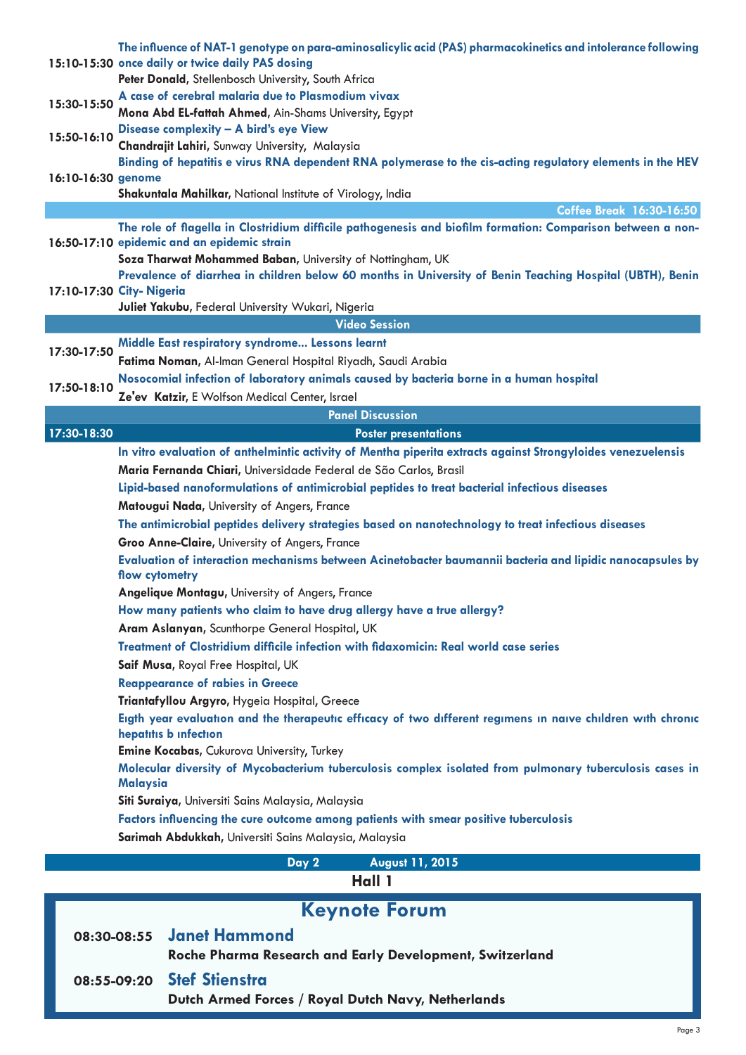**15:10-15:30** **The influence of NAT-1 genotype on para-aminosalicylic acid (PAS) pharmacokinetics and intolerance following once daily or twice daily PAS dosing**
**Peter Donald**, Stellenbosch University, South Africa

**15:30-15:50** **A case of cerebral malaria due to Plasmodium vivax**
**Mona Abd EL-fattah Ahmed**, Ain-Shams University, Egypt

**15:50-16:10** **Disease complexity – A bird's eye View**
**Chandrajit Lahiri**, Sunway University, Malaysia

**16:10-16:30** **Binding of hepatitis e virus RNA dependent RNA polymerase to the cis-acting regulatory elements in the HEV genome**
**Shakuntala Mahilkar**, National Institute of Virology, India

**Coffee Break 16:30-16:50**

**16:50-17:10** **The role of flagella in Clostridium difficile pathogenesis and biofilm formation: Comparison between a non-epidemic and an epidemic strain**
**Soza Tharwat Mohammed Baban**, University of Nottingham, UK

**17:10-17:30** **Prevalence of diarrhea in children below 60 months in University of Benin Teaching Hospital (UBTH), Benin City- Nigeria**
**Juliet Yakubu**, Federal University Wukari, Nigeria

**Video Session**

**17:30-17:50** **Middle East respiratory syndrome... Lessons learnt**
**Fatima Noman**, Al-Iman General Hospital Riyadh, Saudi Arabia

**17:50-18:10** **Nosocomial infection of laboratory animals caused by bacteria borne in a human hospital**
**Ze'ev Katzir**, E Wolfson Medical Center, Israel

**Panel Discussion**

**17:30-18:30** **Poster presentations**

**In vitro evaluation of anthelmintic activity of Mentha piperita extracts against Strongyloides venezuelensis**
**Maria Fernanda Chiari**, Universidade Federal de São Carlos, Brasil

**Lipid-based nanoformulations of antimicrobial peptides to treat bacterial infectious diseases**
**Matougui Nada**, University of Angers, France

**The antimicrobial peptides delivery strategies based on nanotechnology to treat infectious diseases**
**Groo Anne-Claire**, University of Angers, France

**Evaluation of interaction mechanisms between Acinetobacter baumannii bacteria and lipidic nanocapsules by flow cytometry**
**Angelique Montagu**, University of Angers, France

**How many patients who claim to have drug allergy have a true allergy?**
**Aram Aslanyan**, Scunthorpe General Hospital, UK

**Treatment of Clostridium difficile infection with fidaxomicin: Real world case series**
**Saif Musa**, Royal Free Hospital, UK

**Reappearance of rabies in Greece**
**Triantafyllou Argyro**, Hygeia Hospital, Greece

**Eıgth year evaluatıon and the therapeutıc effıcacy of two dıfferent regımens ın naıve chıldren wıth chronıc hepatıtıs b ınfectıon**
**Emine Kocabas**, Cukurova University, Turkey

**Molecular diversity of Mycobacterium tuberculosis complex isolated from pulmonary tuberculosis cases in Malaysia**
**Siti Suraiya**, Universiti Sains Malaysia, Malaysia

**Factors influencing the cure outcome among patients with smear positive tuberculosis**
**Sarimah Abdukkah**, Universiti Sains Malaysia, Malaysia

## Day 2 August 11, 2015

### Hall 1

## Keynote Forum

**08:30-08:55** **Janet Hammond**
**Roche Pharma Research and Early Development, Switzerland**

**08:55-09:20** **Stef Stienstra**
**Dutch Armed Forces / Royal Dutch Navy, Netherlands**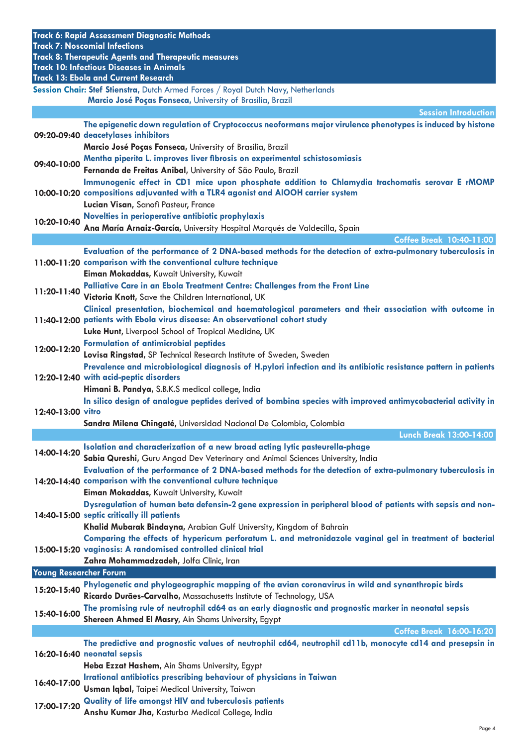**Track 6: Rapid Assessment Diagnostic Methods**
**Track 7: Noscomial Infections**
**Track 8: Therapeutic Agents and Therapeutic measures**
**Track 10: Infectious Diseases in Animals**
**Track 13: Ebola and Current Research**

**Session Chair: Stef Stienstra**, Dutch Armed Forces / Royal Dutch Navy, Netherlands
**Marcio José Poças Fonseca**, University of Brasilia, Brazil

**Session Introduction**

**09:20-09:40** **The epigenetic down regulation of Cryptococcus neoformans major virulence phenotypes is induced by histone deacetylases inhibitors**
**Marcio José Poças Fonseca**, University of Brasilia, Brazil

**09:40-10:00** **Mentha piperita L. improves liver fibrosis on experimental schistosomiasis**
**Fernanda de Freitas Anibal**, University of São Paulo, Brazil

**10:00-10:20** **Immunogenic effect in CD1 mice upon phosphate addition to Chlamydia trachomatis serovar E rMOMP compositions adjuvanted with a TLR4 agonist and AlOOH carrier system**
**Lucian Visan**, Sanofi Pasteur, France

**10:20-10:40** **Novelties in perioperative antibiotic prophylaxis**
**Ana María Arnaiz-García**, University Hospital Marqués de Valdecilla, Spain

**Coffee Break 10:40-11:00**

**11:00-11:20** **Evaluation of the performance of 2 DNA-based methods for the detection of extra-pulmonary tuberculosis in comparison with the conventional culture technique**
**Eiman Mokaddas**, Kuwait University, Kuwait

**11:20-11:40** **Palliative Care in an Ebola Treatment Centre: Challenges from the Front Line**
**Victoria Knott**, Save the Children International, UK

**11:40-12:00** **Clinical presentation, biochemical and haematological parameters and their association with outcome in patients with Ebola virus disease: An observational cohort study**
**Luke Hunt**, Liverpool School of Tropical Medicine, UK

**12:00-12:20** **Formulation of antimicrobial peptides**
**Lovisa Ringstad**, SP Technical Research Institute of Sweden, Sweden

**12:20-12:40** **Prevalence and microbiological diagnosis of H.pylori infection and its antibiotic resistance pattern in patients with acid-peptic disorders**
**Himani B. Pandya**, S.B.K.S medical college, India

**12:40-13:00** **In silico design of analogue peptides derived of bombina species with improved antimycobacterial activity in vitro**
**Sandra Milena Chingaté**, Universidad Nacional De Colombia, Colombia

**Lunch Break 13:00-14:00**

**14:00-14:20** **Isolation and characterization of a new broad acting lytic pasteurella-phage**
**Sabia Qureshi**, Guru Angad Dev Veterinary and Animal Sciences University, India

**14:20-14:40** **Evaluation of the performance of 2 DNA-based methods for the detection of extra-pulmonary tuberculosis in comparison with the conventional culture technique**
**Eiman Mokaddas**, Kuwait University, Kuwait

**14:40-15:00** **Dysregulation of human beta defensin-2 gene expression in peripheral blood of patients with sepsis and non-septic critically ill patients**
**Khalid Mubarak Bindayna**, Arabian Gulf University, Kingdom of Bahrain

**15:00-15:20** **Comparing the effects of hypericum perforatum L. and metronidazole vaginal gel in treatment of bacterial vaginosis: A randomised controlled clinical trial**
**Zahra Mohammadzadeh**, Jolfa Clinic, Iran

**Young Researcher Forum**

**15:20-15:40** **Phylogenetic and phylogeographic mapping of the avian coronavirus in wild and synanthropic birds**
**Ricardo Durães-Carvalho**, Massachusetts Institute of Technology, USA

**15:40-16:00** **The promising rule of neutrophil cd64 as an early diagnostic and prognostic marker in neonatal sepsis**
**Shereen Ahmed El Masry**, Ain Shams University, Egypt

**Coffee Break 16:00-16:20**

**16:20-16:40** **The predictive and prognostic values of neutrophil cd64, neutrophil cd11b, monocyte cd14 and presepsin in neonatal sepsis**
**Heba Ezzat Hashem**, Ain Shams University, Egypt

**16:40-17:00** **Irrational antibiotics prescribing behaviour of physicians in Taiwan**
**Usman Iqbal**, Taipei Medical University, Taiwan

**17:00-17:20** **Quality of life amongst HIV and tuberculosis patients**
**Anshu Kumar Jha**, Kasturba Medical College, India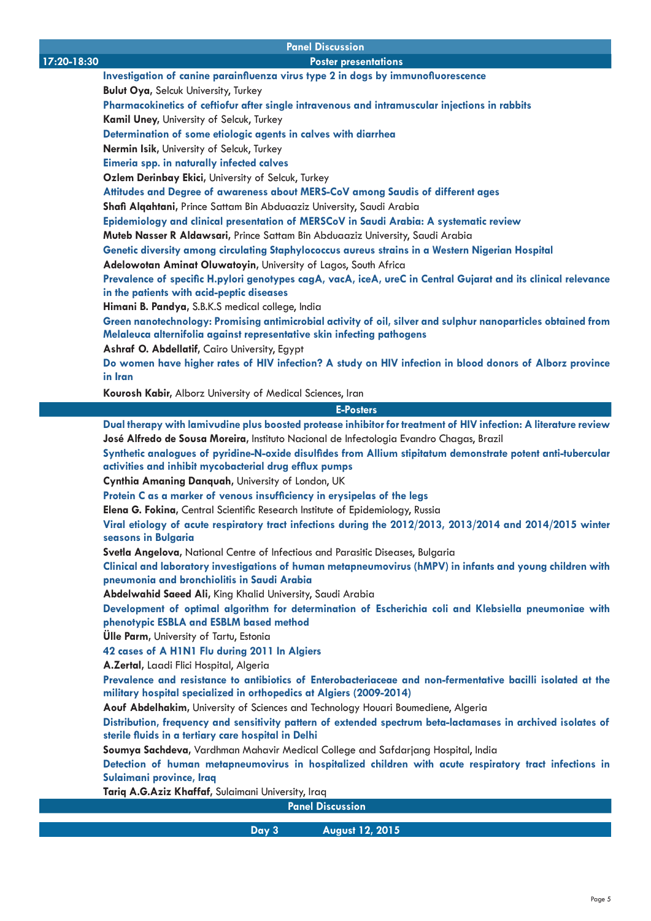**Panel Discussion**

**17:20-18:30** **Poster presentations**

**Investigation of canine parainfluenza virus type 2 in dogs by immunofluorescence**
**Bulut Oya**, Selcuk University, Turkey

**Pharmacokinetics of ceftiofur after single intravenous and intramuscular injections in rabbits**
**Kamil Uney**, University of Selcuk, Turkey

**Determination of some etiologic agents in calves with diarrhea**
**Nermin Isik**, University of Selcuk, Turkey

**Eimeria spp. in naturally infected calves**
**Ozlem Derinbay Ekici**, University of Selcuk, Turkey

**Attitudes and Degree of awareness about MERS-CoV among Saudis of different ages**
**Shafi Alqahtani**, Prince Sattam Bin Abduaaziz University, Saudi Arabia

**Epidemiology and clinical presentation of MERSCoV in Saudi Arabia: A systematic review**
**Muteb Nasser R Aldawsari**, Prince Sattam Bin Abduaaziz University, Saudi Arabia

**Genetic diversity among circulating Staphylococcus aureus strains in a Western Nigerian Hospital**
**Adelowotan Aminat Oluwatoyin**, University of Lagos, South Africa

**Prevalence of specific H.pylori genotypes cagA, vacA, iceA, ureC in Central Gujarat and its clinical relevance in the patients with acid-peptic diseases**
**Himani B. Pandya**, S.B.K.S medical college, India

**Green nanotechnology: Promising antimicrobial activity of oil, silver and sulphur nanoparticles obtained from Melaleuca alternifolia against representative skin infecting pathogens**
**Ashraf O. Abdellatif**, Cairo University, Egypt

**Do women have higher rates of HIV infection? A study on HIV infection in blood donors of Alborz province in Iran**
**Kourosh Kabir**, Alborz University of Medical Sciences, Iran

**E-Posters**

**Dual therapy with lamivudine plus boosted protease inhibitor for treatment of HIV infection: A literature review**
**José Alfredo de Sousa Moreira**, Instituto Nacional de Infectologia Evandro Chagas, Brazil

**Synthetic analogues of pyridine-N-oxide disulfides from Allium stipitatum demonstrate potent anti-tubercular activities and inhibit mycobacterial drug efflux pumps**
**Cynthia Amaning Danquah**, University of London, UK

**Protein C as a marker of venous insufficiency in erysipelas of the legs**
**Elena G. Fokina**, Central Scientific Research Institute of Epidemiology, Russia

**Viral etiology of acute respiratory tract infections during the 2012/2013, 2013/2014 and 2014/2015 winter seasons in Bulgaria**
**Svetla Angelova**, National Centre of Infectious and Parasitic Diseases, Bulgaria

**Clinical and laboratory investigations of human metapneumovirus (hMPV) in infants and young children with pneumonia and bronchiolitis in Saudi Arabia**
**Abdelwahid Saeed Ali**, King Khalid University, Saudi Arabia

**Development of optimal algorithm for determination of Escherichia coli and Klebsiella pneumoniae with phenotypic ESBLA and ESBLM based method**
**Ülle Parm**, University of Tartu, Estonia

**42 cases of A H1N1 Flu during 2011 In Algiers**
**A.Zertal**, Laadi Flici Hospital, Algeria

**Prevalence and resistance to antibiotics of Enterobacteriaceae and non-fermentative bacilli isolated at the military hospital specialized in orthopedics at Algiers (2009-2014)**
**Aouf Abdelhakim**, University of Sciences and Technology Houari Boumediene, Algeria

**Distribution, frequency and sensitivity pattern of extended spectrum beta-lactamases in archived isolates of sterile fluids in a tertiary care hospital in Delhi**
**Soumya Sachdeva**, Vardhman Mahavir Medical College and Safdarjang Hospital, India

**Detection of human metapneumovirus in hospitalized children with acute respiratory tract infections in Sulaimani province, Iraq**
**Tariq A.G.Aziz Khaffaf**, Sulaimani University, Iraq

**Panel Discussion**

**Day 3** **August 12, 2015**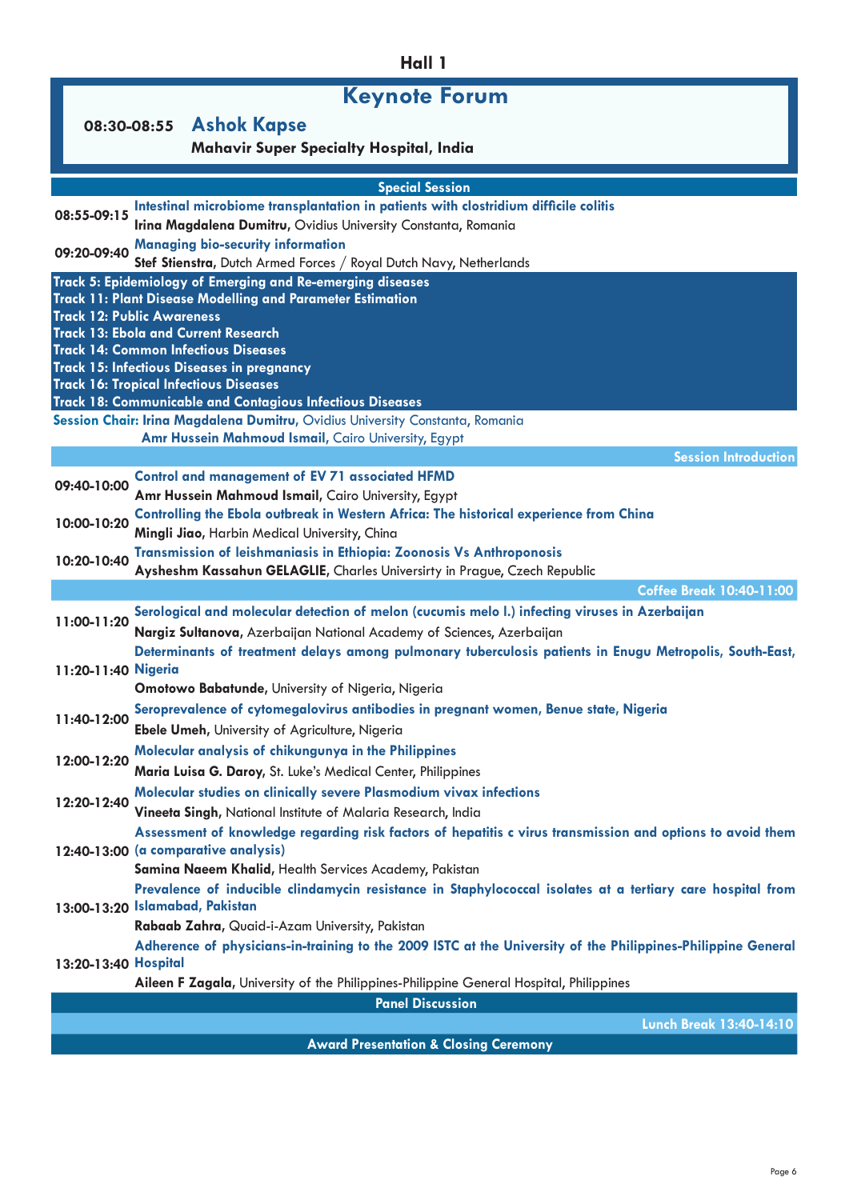## Hall 1

# Keynote Forum

**08:30-08:55** **Ashok Kapse**
**Mahavir Super Specialty Hospital, India**

### Special Session

**08:55-09:15** **Intestinal microbiome transplantation in patients with clostridium difficile colitis**
**Irina Magdalena Dumitru**, Ovidius University Constanta, Romania

**09:20-09:40** **Managing bio-security information**
**Stef Stienstra**, Dutch Armed Forces / Royal Dutch Navy, Netherlands

**Track 5: Epidemiology of Emerging and Re-emerging diseases**
**Track 11: Plant Disease Modelling and Parameter Estimation**
**Track 12: Public Awareness**
**Track 13: Ebola and Current Research**
**Track 14: Common Infectious Diseases**
**Track 15: Infectious Diseases in pregnancy**
**Track 16: Tropical Infectious Diseases**
**Track 18: Communicable and Contagious Infectious Diseases**

**Session Chair:** **Irina Magdalena Dumitru**, Ovidius University Constanta, Romania
**Amr Hussein Mahmoud Ismail**, Cairo University, Egypt

**Session Introduction**

**09:40-10:00** **Control and management of EV 71 associated HFMD**
**Amr Hussein Mahmoud Ismail**, Cairo University, Egypt

**10:00-10:20** **Controlling the Ebola outbreak in Western Africa: The historical experience from China**
**Mingli Jiao**, Harbin Medical University, China

**10:20-10:40** **Transmission of leishmaniasis in Ethiopia: Zoonosis Vs Anthroponosis**
**Aysheshm Kassahun GELAGLIE**, Charles Universirty in Prague, Czech Republic

**Coffee Break 10:40-11:00**

**11:00-11:20** **Serological and molecular detection of melon (cucumis melo l.) infecting viruses in Azerbaijan**
**Nargiz Sultanova**, Azerbaijan National Academy of Sciences, Azerbaijan

**11:20-11:40** **Determinants of treatment delays among pulmonary tuberculosis patients in Enugu Metropolis, South-East, Nigeria**
**Omotowo Babatunde**, University of Nigeria, Nigeria

**11:40-12:00** **Seroprevalence of cytomegalovirus antibodies in pregnant women, Benue state, Nigeria**
**Ebele Umeh**, University of Agriculture, Nigeria

**12:00-12:20** **Molecular analysis of chikungunya in the Philippines**
**Maria Luisa G. Daroy**, St. Luke's Medical Center, Philippines

**12:20-12:40** **Molecular studies on clinically severe Plasmodium vivax infections**
**Vineeta Singh**, National Institute of Malaria Research, India

**12:40-13:00** **Assessment of knowledge regarding risk factors of hepatitis c virus transmission and options to avoid them (a comparative analysis)**
**Samina Naeem Khalid**, Health Services Academy, Pakistan

**13:00-13:20** **Prevalence of inducible clindamycin resistance in Staphylococcal isolates at a tertiary care hospital from Islamabad, Pakistan**
**Rabaab Zahra**, Quaid-i-Azam University, Pakistan

**13:20-13:40** **Adherence of physicians-in-training to the 2009 ISTC at the University of the Philippines-Philippine General Hospital**
**Aileen F Zagala**, University of the Philippines-Philippine General Hospital, Philippines

**Panel Discussion**

**Lunch Break 13:40-14:10**

**Award Presentation & Closing Ceremony**